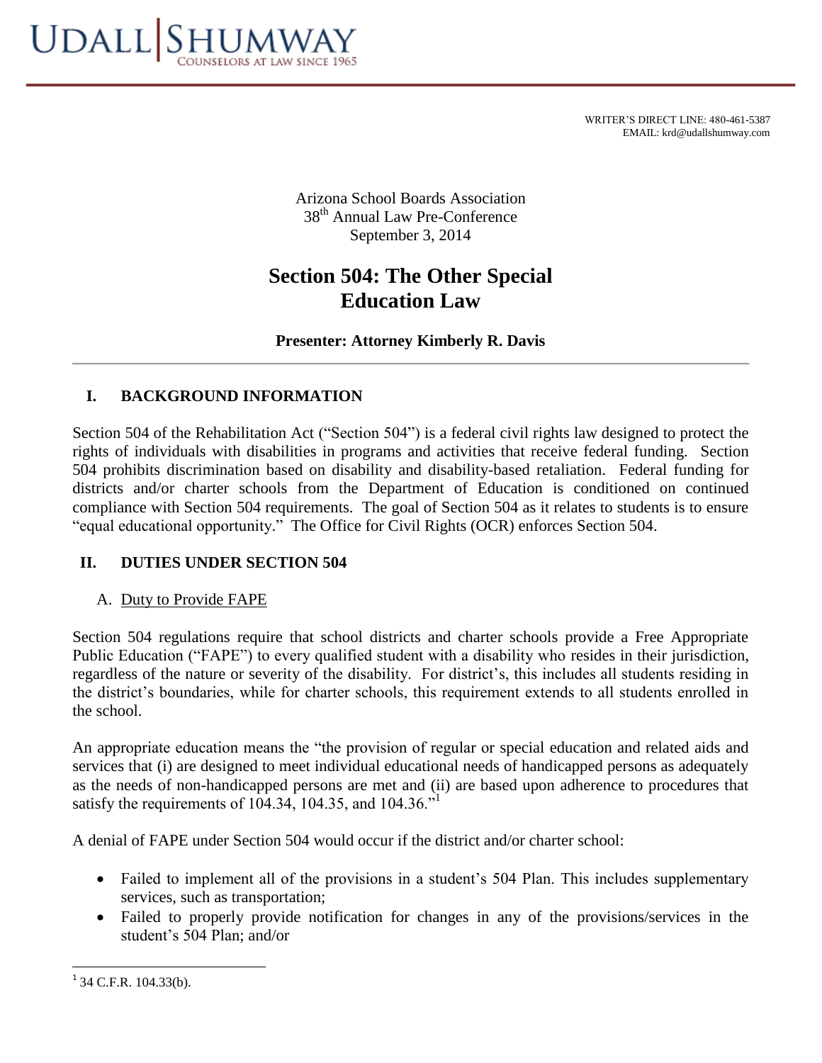UDALL | SHUMWAY
COUNSELORS AT LAW SINCE 1965

WRITER'S DIRECT LINE: 480-461-5387
EMAIL: krd@udallshumway.com

Arizona School Boards Association
38th Annual Law Pre-Conference
September 3, 2014

# Section 504: The Other Special Education Law

**Presenter: Attorney Kimberly R. Davis**

## I. BACKGROUND INFORMATION

Section 504 of the Rehabilitation Act ("Section 504") is a federal civil rights law designed to protect the rights of individuals with disabilities in programs and activities that receive federal funding. Section 504 prohibits discrimination based on disability and disability-based retaliation. Federal funding for districts and/or charter schools from the Department of Education is conditioned on continued compliance with Section 504 requirements. The goal of Section 504 as it relates to students is to ensure "equal educational opportunity." The Office for Civil Rights (OCR) enforces Section 504.

## II. DUTIES UNDER SECTION 504

### A. Duty to Provide FAPE

Section 504 regulations require that school districts and charter schools provide a Free Appropriate Public Education ("FAPE") to every qualified student with a disability who resides in their jurisdiction, regardless of the nature or severity of the disability. For district's, this includes all students residing in the district's boundaries, while for charter schools, this requirement extends to all students enrolled in the school.

An appropriate education means the "the provision of regular or special education and related aids and services that (i) are designed to meet individual educational needs of handicapped persons as adequately as the needs of non-handicapped persons are met and (ii) are based upon adherence to procedures that satisfy the requirements of 104.34, 104.35, and 104.36."[1]

A denial of FAPE under Section 504 would occur if the district and/or charter school:

- Failed to implement all of the provisions in a student's 504 Plan. This includes supplementary services, such as transportation;
- Failed to properly provide notification for changes in any of the provisions/services in the student's 504 Plan; and/or

[1] 34 C.F.R. 104.33(b).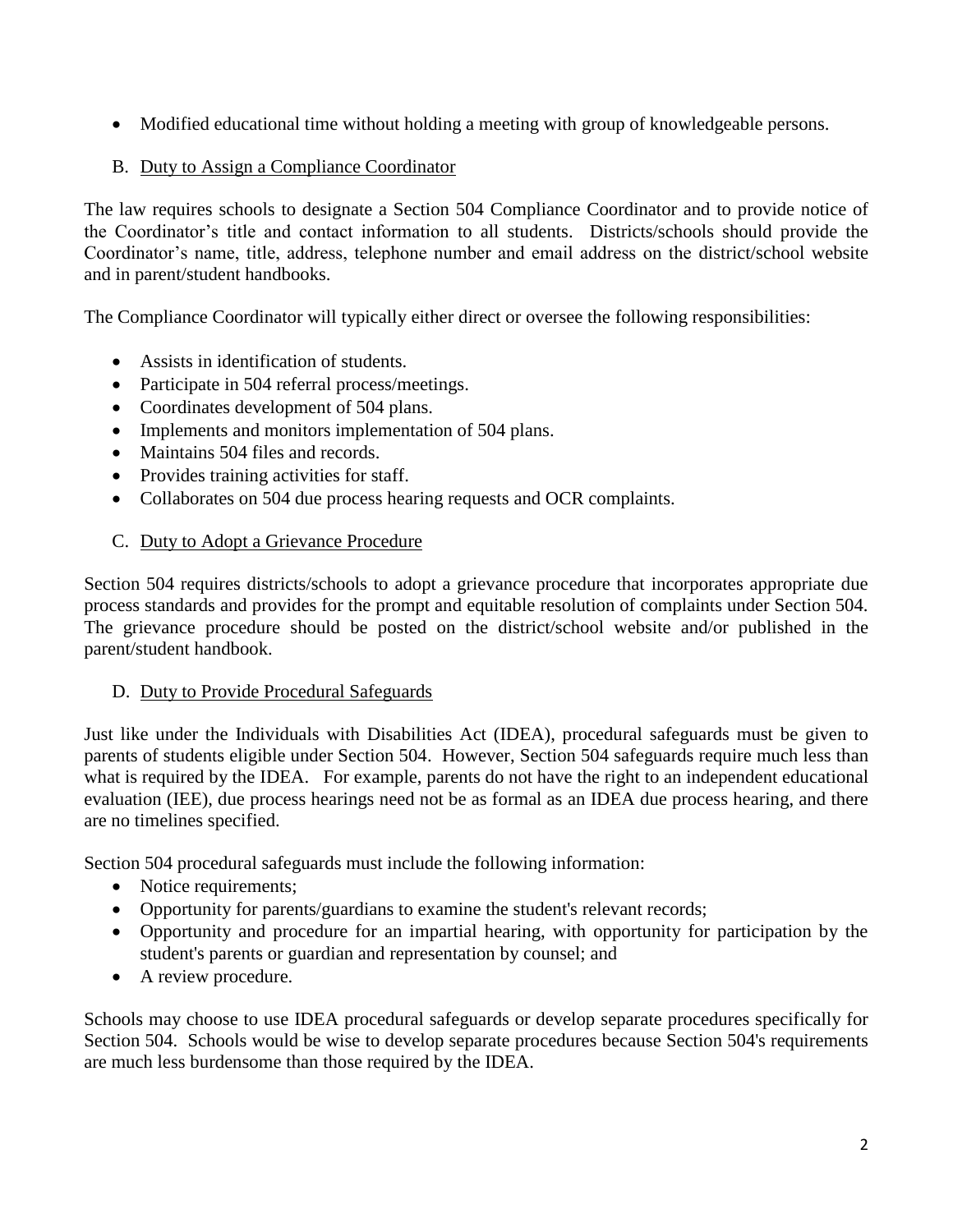- Modified educational time without holding a meeting with group of knowledgeable persons.

B. Duty to Assign a Compliance Coordinator

The law requires schools to designate a Section 504 Compliance Coordinator and to provide notice of the Coordinator's title and contact information to all students. Districts/schools should provide the Coordinator's name, title, address, telephone number and email address on the district/school website and in parent/student handbooks.

The Compliance Coordinator will typically either direct or oversee the following responsibilities:

- Assists in identification of students.
- Participate in 504 referral process/meetings.
- Coordinates development of 504 plans.
- Implements and monitors implementation of 504 plans.
- Maintains 504 files and records.
- Provides training activities for staff.
- Collaborates on 504 due process hearing requests and OCR complaints.

C. Duty to Adopt a Grievance Procedure

Section 504 requires districts/schools to adopt a grievance procedure that incorporates appropriate due process standards and provides for the prompt and equitable resolution of complaints under Section 504. The grievance procedure should be posted on the district/school website and/or published in the parent/student handbook.

D. Duty to Provide Procedural Safeguards

Just like under the Individuals with Disabilities Act (IDEA), procedural safeguards must be given to parents of students eligible under Section 504. However, Section 504 safeguards require much less than what is required by the IDEA. For example, parents do not have the right to an independent educational evaluation (IEE), due process hearings need not be as formal as an IDEA due process hearing, and there are no timelines specified.

Section 504 procedural safeguards must include the following information:

- Notice requirements;
- Opportunity for parents/guardians to examine the student's relevant records;
- Opportunity and procedure for an impartial hearing, with opportunity for participation by the student's parents or guardian and representation by counsel; and
- A review procedure.

Schools may choose to use IDEA procedural safeguards or develop separate procedures specifically for Section 504. Schools would be wise to develop separate procedures because Section 504's requirements are much less burdensome than those required by the IDEA.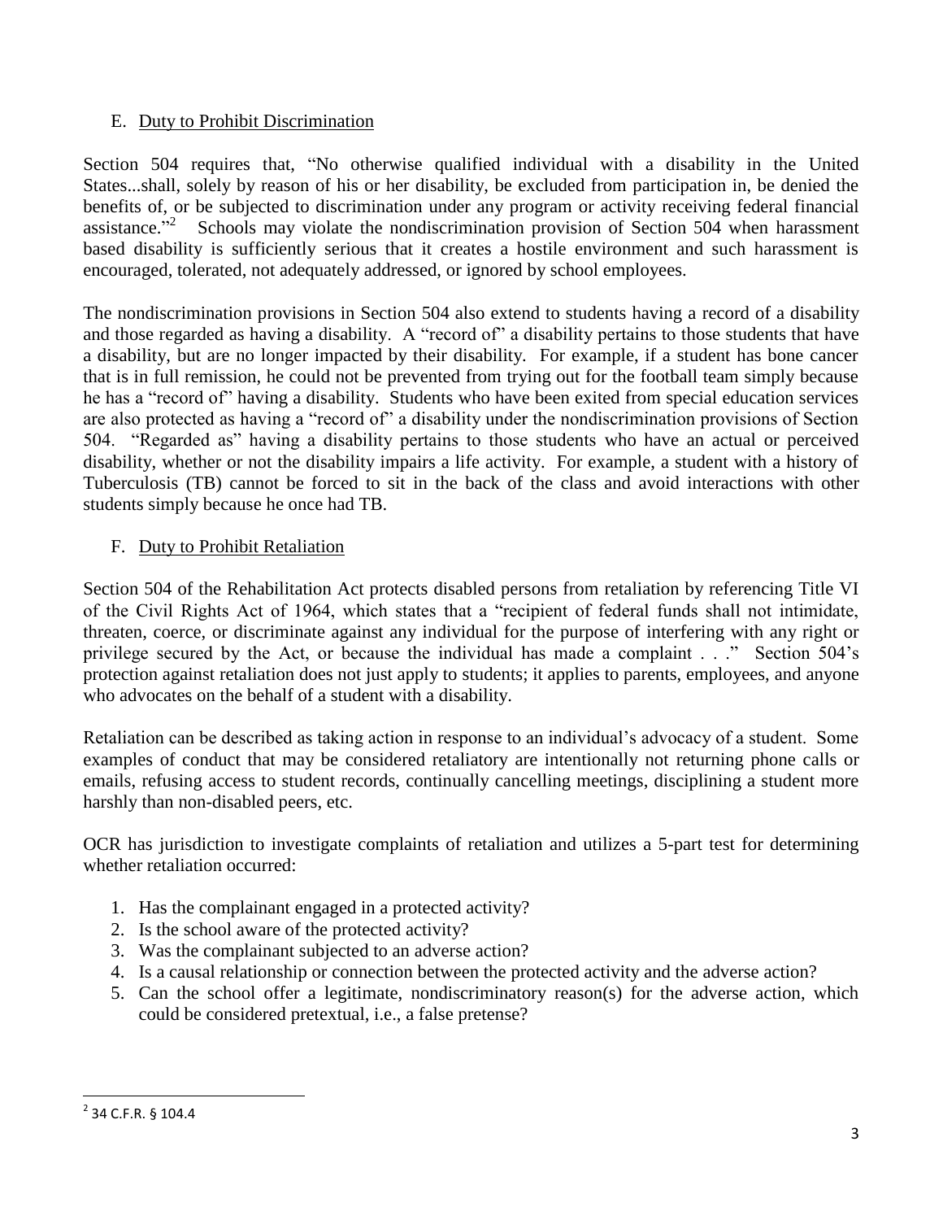## E. Duty to Prohibit Discrimination

Section 504 requires that, "No otherwise qualified individual with a disability in the United States...shall, solely by reason of his or her disability, be excluded from participation in, be denied the benefits of, or be subjected to discrimination under any program or activity receiving federal financial assistance."[2] Schools may violate the nondiscrimination provision of Section 504 when harassment based disability is sufficiently serious that it creates a hostile environment and such harassment is encouraged, tolerated, not adequately addressed, or ignored by school employees.

The nondiscrimination provisions in Section 504 also extend to students having a record of a disability and those regarded as having a disability. A "record of" a disability pertains to those students that have a disability, but are no longer impacted by their disability. For example, if a student has bone cancer that is in full remission, he could not be prevented from trying out for the football team simply because he has a "record of" having a disability. Students who have been exited from special education services are also protected as having a "record of" a disability under the nondiscrimination provisions of Section 504. "Regarded as" having a disability pertains to those students who have an actual or perceived disability, whether or not the disability impairs a life activity. For example, a student with a history of Tuberculosis (TB) cannot be forced to sit in the back of the class and avoid interactions with other students simply because he once had TB.

## F. Duty to Prohibit Retaliation

Section 504 of the Rehabilitation Act protects disabled persons from retaliation by referencing Title VI of the Civil Rights Act of 1964, which states that a "recipient of federal funds shall not intimidate, threaten, coerce, or discriminate against any individual for the purpose of interfering with any right or privilege secured by the Act, or because the individual has made a complaint . . ." Section 504's protection against retaliation does not just apply to students; it applies to parents, employees, and anyone who advocates on the behalf of a student with a disability.

Retaliation can be described as taking action in response to an individual's advocacy of a student. Some examples of conduct that may be considered retaliatory are intentionally not returning phone calls or emails, refusing access to student records, continually cancelling meetings, disciplining a student more harshly than non-disabled peers, etc.

OCR has jurisdiction to investigate complaints of retaliation and utilizes a 5-part test for determining whether retaliation occurred:

1. Has the complainant engaged in a protected activity?
2. Is the school aware of the protected activity?
3. Was the complainant subjected to an adverse action?
4. Is a causal relationship or connection between the protected activity and the adverse action?
5. Can the school offer a legitimate, nondiscriminatory reason(s) for the adverse action, which could be considered pretextual, i.e., a false pretense?

---

[2] 34 C.F.R. § 104.4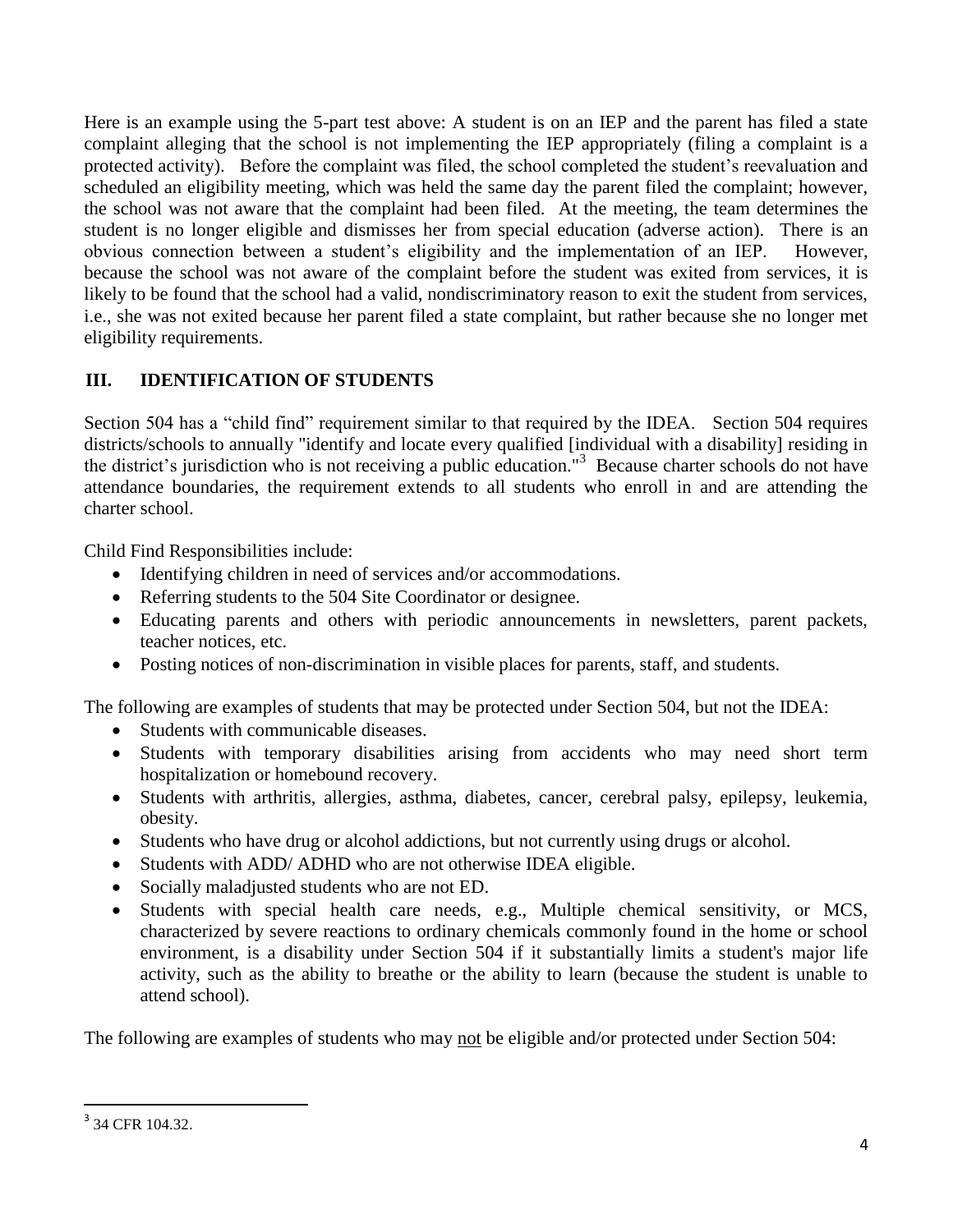Here is an example using the 5-part test above: A student is on an IEP and the parent has filed a state complaint alleging that the school is not implementing the IEP appropriately (filing a complaint is a protected activity). Before the complaint was filed, the school completed the student's reevaluation and scheduled an eligibility meeting, which was held the same day the parent filed the complaint; however, the school was not aware that the complaint had been filed. At the meeting, the team determines the student is no longer eligible and dismisses her from special education (adverse action). There is an obvious connection between a student's eligibility and the implementation of an IEP. However, because the school was not aware of the complaint before the student was exited from services, it is likely to be found that the school had a valid, nondiscriminatory reason to exit the student from services, i.e., she was not exited because her parent filed a state complaint, but rather because she no longer met eligibility requirements.

## III. IDENTIFICATION OF STUDENTS

Section 504 has a "child find" requirement similar to that required by the IDEA. Section 504 requires districts/schools to annually "identify and locate every qualified [individual with a disability] residing in the district's jurisdiction who is not receiving a public education."[3] Because charter schools do not have attendance boundaries, the requirement extends to all students who enroll in and are attending the charter school.

Child Find Responsibilities include:

- Identifying children in need of services and/or accommodations.
- Referring students to the 504 Site Coordinator or designee.
- Educating parents and others with periodic announcements in newsletters, parent packets, teacher notices, etc.
- Posting notices of non-discrimination in visible places for parents, staff, and students.

The following are examples of students that may be protected under Section 504, but not the IDEA:

- Students with communicable diseases.
- Students with temporary disabilities arising from accidents who may need short term hospitalization or homebound recovery.
- Students with arthritis, allergies, asthma, diabetes, cancer, cerebral palsy, epilepsy, leukemia, obesity.
- Students who have drug or alcohol addictions, but not currently using drugs or alcohol.
- Students with ADD/ ADHD who are not otherwise IDEA eligible.
- Socially maladjusted students who are not ED.
- Students with special health care needs, e.g., Multiple chemical sensitivity, or MCS, characterized by severe reactions to ordinary chemicals commonly found in the home or school environment, is a disability under Section 504 if it substantially limits a student's major life activity, such as the ability to breathe or the ability to learn (because the student is unable to attend school).

The following are examples of students who may not be eligible and/or protected under Section 504:

---

[3] 34 CFR 104.32.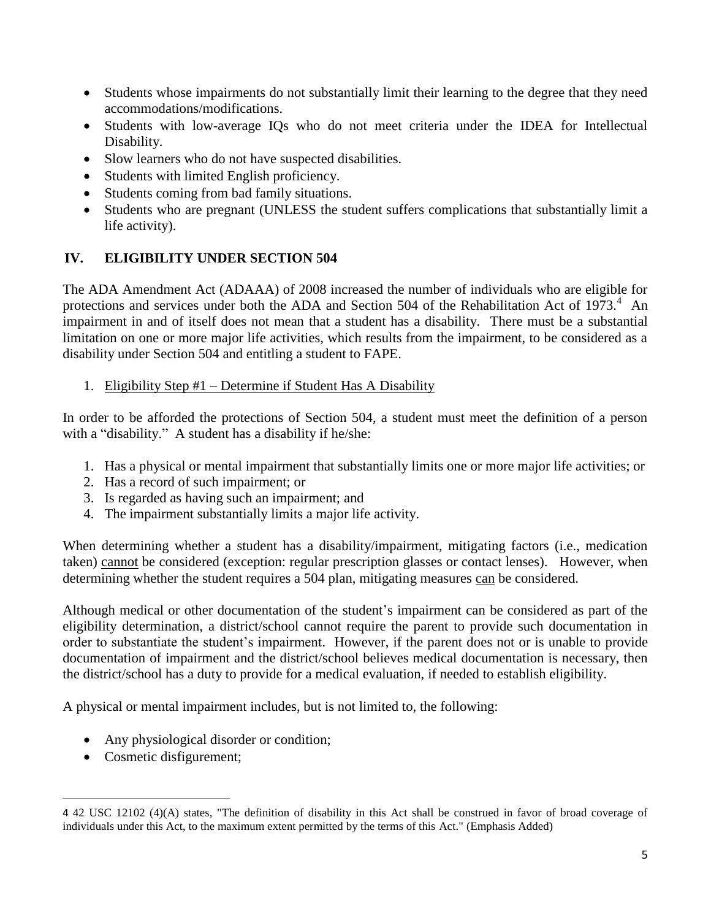- Students whose impairments do not substantially limit their learning to the degree that they need accommodations/modifications.
- Students with low-average IQs who do not meet criteria under the IDEA for Intellectual Disability.
- Slow learners who do not have suspected disabilities.
- Students with limited English proficiency.
- Students coming from bad family situations.
- Students who are pregnant (UNLESS the student suffers complications that substantially limit a life activity).

## IV. ELIGIBILITY UNDER SECTION 504

The ADA Amendment Act (ADAAA) of 2008 increased the number of individuals who are eligible for protections and services under both the ADA and Section 504 of the Rehabilitation Act of 1973.[4] An impairment in and of itself does not mean that a student has a disability. There must be a substantial limitation on one or more major life activities, which results from the impairment, to be considered as a disability under Section 504 and entitling a student to FAPE.

1. <u>Eligibility Step #1 – Determine if Student Has A Disability</u>

In order to be afforded the protections of Section 504, a student must meet the definition of a person with a "disability." A student has a disability if he/she:

1. Has a physical or mental impairment that substantially limits one or more major life activities; or
2. Has a record of such impairment; or
3. Is regarded as having such an impairment; and
4. The impairment substantially limits a major life activity.

When determining whether a student has a disability/impairment, mitigating factors (i.e., medication taken) <u>cannot</u> be considered (exception: regular prescription glasses or contact lenses). However, when determining whether the student requires a 504 plan, mitigating measures <u>can</u> be considered.

Although medical or other documentation of the student's impairment can be considered as part of the eligibility determination, a district/school cannot require the parent to provide such documentation in order to substantiate the student's impairment. However, if the parent does not or is unable to provide documentation of impairment and the district/school believes medical documentation is necessary, then the district/school has a duty to provide for a medical evaluation, if needed to establish eligibility.

A physical or mental impairment includes, but is not limited to, the following:

- Any physiological disorder or condition;
- Cosmetic disfigurement;

---

4 42 USC 12102 (4)(A) states, "The definition of disability in this Act shall be construed in favor of broad coverage of individuals under this Act, to the maximum extent permitted by the terms of this Act." (Emphasis Added)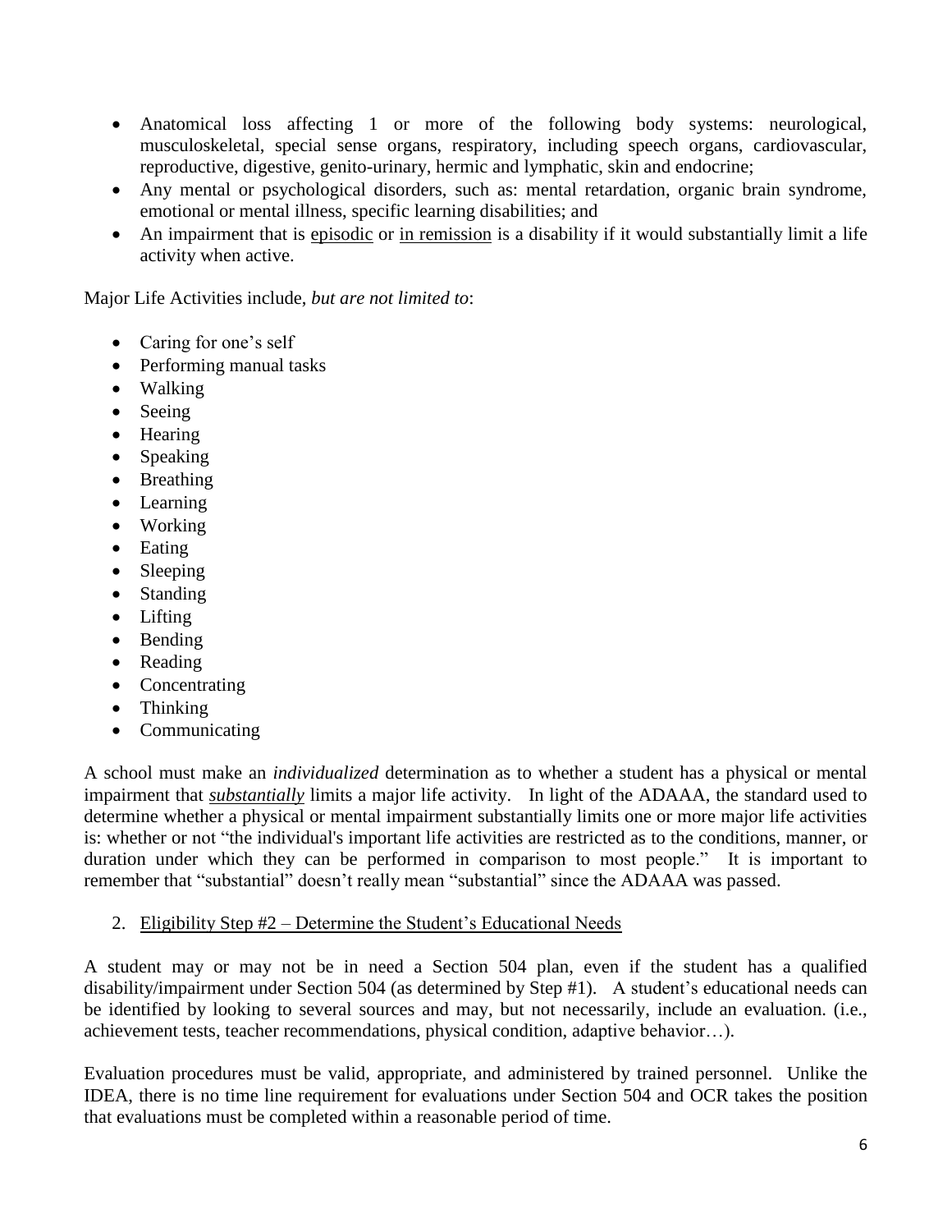- Anatomical loss affecting 1 or more of the following body systems: neurological, musculoskeletal, special sense organs, respiratory, including speech organs, cardiovascular, reproductive, digestive, genito-urinary, hermic and lymphatic, skin and endocrine;
- Any mental or psychological disorders, such as: mental retardation, organic brain syndrome, emotional or mental illness, specific learning disabilities; and
- An impairment that is <u>episodic</u> or <u>in remission</u> is a disability if it would substantially limit a life activity when active.

Major Life Activities include, *but are not limited to*:

- Caring for one's self
- Performing manual tasks
- Walking
- Seeing
- Hearing
- Speaking
- Breathing
- Learning
- Working
- Eating
- Sleeping
- Standing
- Lifting
- Bending
- Reading
- Concentrating
- Thinking
- Communicating

A school must make an *individualized* determination as to whether a student has a physical or mental impairment that ***<u>substantially</u>*** limits a major life activity. In light of the ADAAA, the standard used to determine whether a physical or mental impairment substantially limits one or more major life activities is: whether or not "the individual's important life activities are restricted as to the conditions, manner, or duration under which they can be performed in comparison to most people." It is important to remember that "substantial" doesn't really mean "substantial" since the ADAAA was passed.

2. <u>Eligibility Step #2 – Determine the Student's Educational Needs</u>

A student may or may not be in need a Section 504 plan, even if the student has a qualified disability/impairment under Section 504 (as determined by Step #1). A student's educational needs can be identified by looking to several sources and may, but not necessarily, include an evaluation. (i.e., achievement tests, teacher recommendations, physical condition, adaptive behavior…).

Evaluation procedures must be valid, appropriate, and administered by trained personnel. Unlike the IDEA, there is no time line requirement for evaluations under Section 504 and OCR takes the position that evaluations must be completed within a reasonable period of time.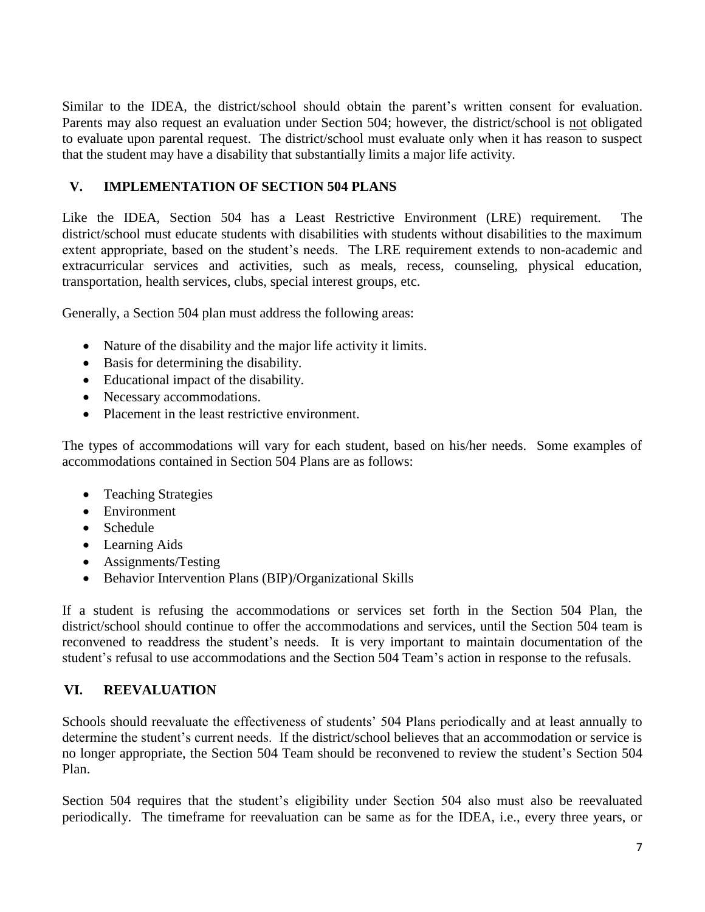Similar to the IDEA, the district/school should obtain the parent's written consent for evaluation. Parents may also request an evaluation under Section 504; however, the district/school is not obligated to evaluate upon parental request. The district/school must evaluate only when it has reason to suspect that the student may have a disability that substantially limits a major life activity.

## V. IMPLEMENTATION OF SECTION 504 PLANS

Like the IDEA, Section 504 has a Least Restrictive Environment (LRE) requirement. The district/school must educate students with disabilities with students without disabilities to the maximum extent appropriate, based on the student's needs. The LRE requirement extends to non-academic and extracurricular services and activities, such as meals, recess, counseling, physical education, transportation, health services, clubs, special interest groups, etc.

Generally, a Section 504 plan must address the following areas:

- Nature of the disability and the major life activity it limits.
- Basis for determining the disability.
- Educational impact of the disability.
- Necessary accommodations.
- Placement in the least restrictive environment.

The types of accommodations will vary for each student, based on his/her needs. Some examples of accommodations contained in Section 504 Plans are as follows:

- Teaching Strategies
- Environment
- Schedule
- Learning Aids
- Assignments/Testing
- Behavior Intervention Plans (BIP)/Organizational Skills

If a student is refusing the accommodations or services set forth in the Section 504 Plan, the district/school should continue to offer the accommodations and services, until the Section 504 team is reconvened to readdress the student's needs. It is very important to maintain documentation of the student's refusal to use accommodations and the Section 504 Team's action in response to the refusals.

## VI. REEVALUATION

Schools should reevaluate the effectiveness of students' 504 Plans periodically and at least annually to determine the student's current needs. If the district/school believes that an accommodation or service is no longer appropriate, the Section 504 Team should be reconvened to review the student's Section 504 Plan.

Section 504 requires that the student's eligibility under Section 504 also must also be reevaluated periodically. The timeframe for reevaluation can be same as for the IDEA, i.e., every three years, or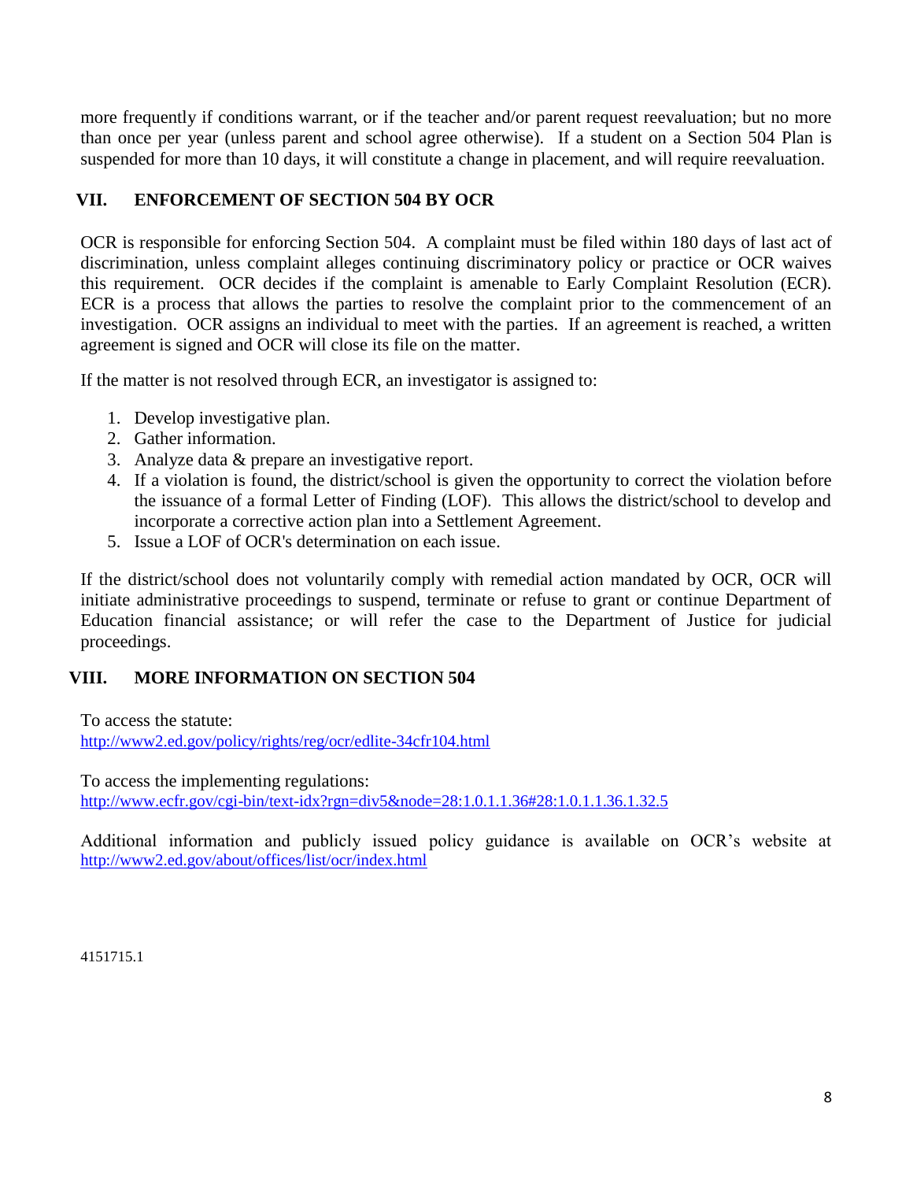more frequently if conditions warrant, or if the teacher and/or parent request reevaluation; but no more than once per year (unless parent and school agree otherwise). If a student on a Section 504 Plan is suspended for more than 10 days, it will constitute a change in placement, and will require reevaluation.

## VII. ENFORCEMENT OF SECTION 504 BY OCR

OCR is responsible for enforcing Section 504. A complaint must be filed within 180 days of last act of discrimination, unless complaint alleges continuing discriminatory policy or practice or OCR waives this requirement. OCR decides if the complaint is amenable to Early Complaint Resolution (ECR). ECR is a process that allows the parties to resolve the complaint prior to the commencement of an investigation. OCR assigns an individual to meet with the parties. If an agreement is reached, a written agreement is signed and OCR will close its file on the matter.

If the matter is not resolved through ECR, an investigator is assigned to:

1. Develop investigative plan.
2. Gather information.
3. Analyze data & prepare an investigative report.
4. If a violation is found, the district/school is given the opportunity to correct the violation before the issuance of a formal Letter of Finding (LOF). This allows the district/school to develop and incorporate a corrective action plan into a Settlement Agreement.
5. Issue a LOF of OCR's determination on each issue.

If the district/school does not voluntarily comply with remedial action mandated by OCR, OCR will initiate administrative proceedings to suspend, terminate or refuse to grant or continue Department of Education financial assistance; or will refer the case to the Department of Justice for judicial proceedings.

## VIII. MORE INFORMATION ON SECTION 504

To access the statute:
http://www2.ed.gov/policy/rights/reg/ocr/edlite-34cfr104.html

To access the implementing regulations:
http://www.ecfr.gov/cgi-bin/text-idx?rgn=div5&node=28:1.0.1.1.36#28:1.0.1.1.36.1.32.5

Additional information and publicly issued policy guidance is available on OCR's website at http://www2.ed.gov/about/offices/list/ocr/index.html

4151715.1